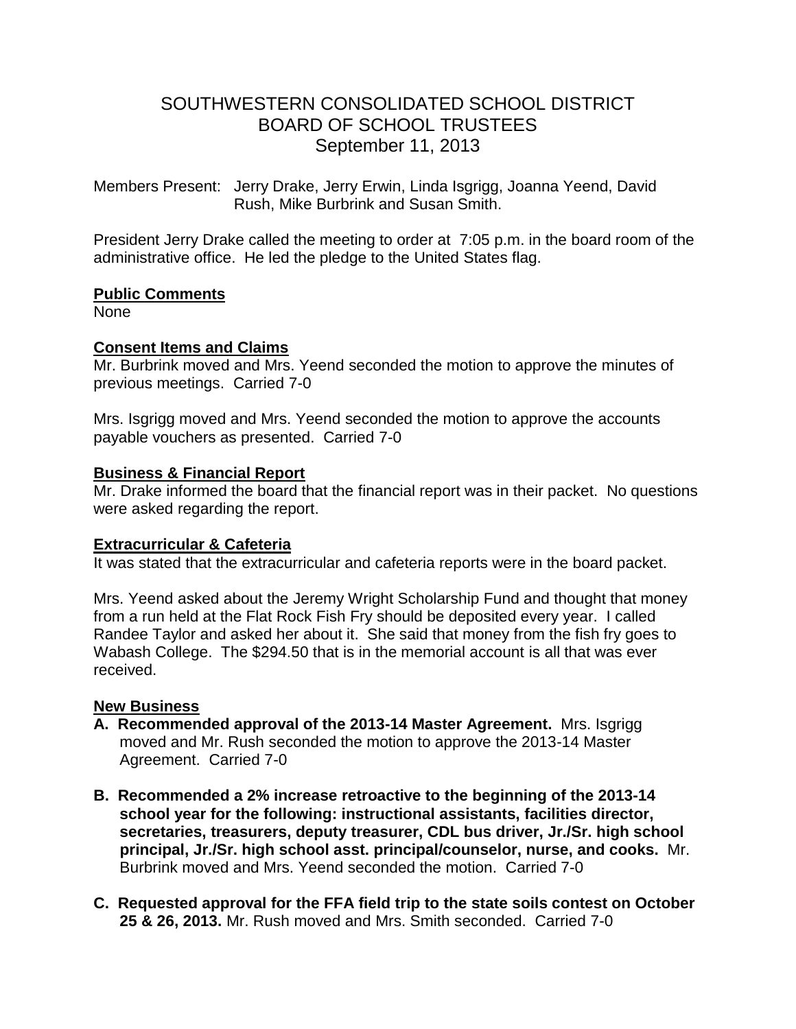# SOUTHWESTERN CONSOLIDATED SCHOOL DISTRICT
# BOARD OF SCHOOL TRUSTEES
## September 11, 2013

Members Present: Jerry Drake, Jerry Erwin, Linda Isgrigg, Joanna Yeend, David Rush, Mike Burbrink and Susan Smith.

President Jerry Drake called the meeting to order at 7:05 p.m. in the board room of the administrative office. He led the pledge to the United States flag.

**Public Comments**

None

**Consent Items and Claims**

Mr. Burbrink moved and Mrs. Yeend seconded the motion to approve the minutes of previous meetings. Carried 7-0

Mrs. Isgrigg moved and Mrs. Yeend seconded the motion to approve the accounts payable vouchers as presented. Carried 7-0

**Business & Financial Report**

Mr. Drake informed the board that the financial report was in their packet. No questions were asked regarding the report.

**Extracurricular & Cafeteria**

It was stated that the extracurricular and cafeteria reports were in the board packet.

Mrs. Yeend asked about the Jeremy Wright Scholarship Fund and thought that money from a run held at the Flat Rock Fish Fry should be deposited every year. I called Randee Taylor and asked her about it. She said that money from the fish fry goes to Wabash College. The $294.50 that is in the memorial account is all that was ever received.

**New Business**

**A. Recommended approval of the 2013-14 Master Agreement.** Mrs. Isgrigg moved and Mr. Rush seconded the motion to approve the 2013-14 Master Agreement. Carried 7-0

**B. Recommended a 2% increase retroactive to the beginning of the 2013-14 school year for the following: instructional assistants, facilities director, secretaries, treasurers, deputy treasurer, CDL bus driver, Jr./Sr. high school principal, Jr./Sr. high school asst. principal/counselor, nurse, and cooks.** Mr. Burbrink moved and Mrs. Yeend seconded the motion. Carried 7-0

**C. Requested approval for the FFA field trip to the state soils contest on October 25 & 26, 2013.** Mr. Rush moved and Mrs. Smith seconded. Carried 7-0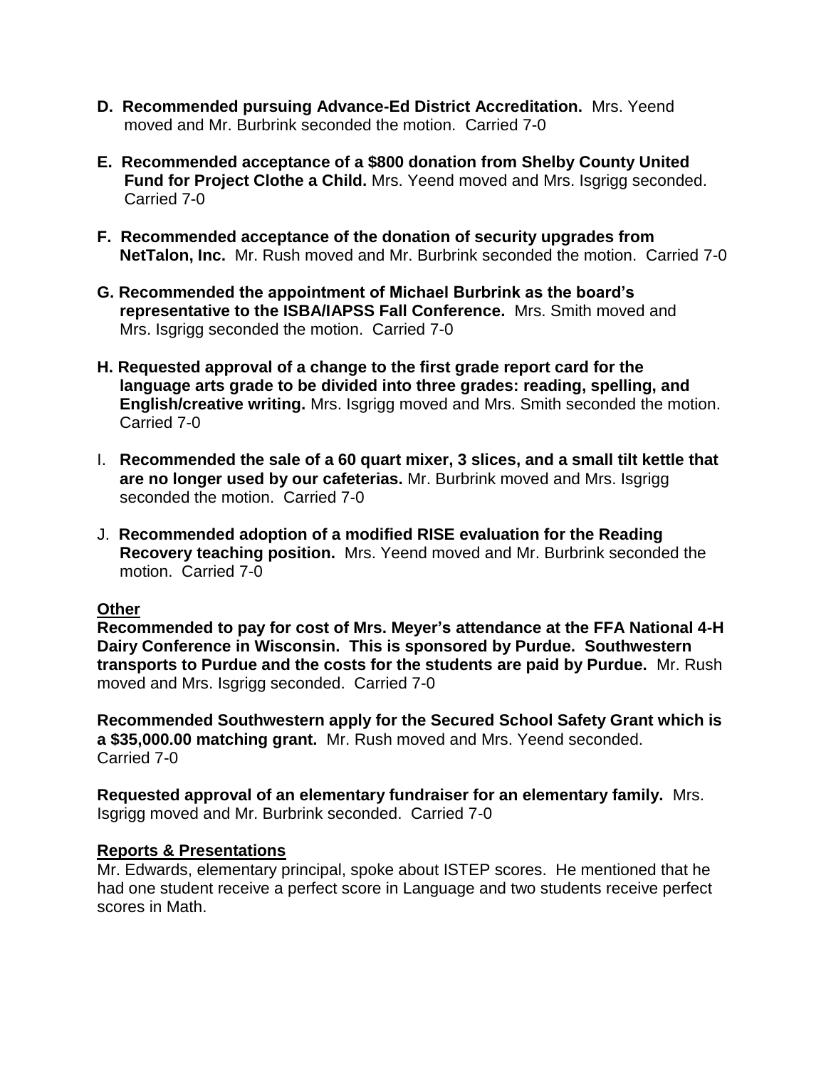D. **Recommended pursuing Advance-Ed District Accreditation.** Mrs. Yeend moved and Mr. Burbrink seconded the motion. Carried 7-0

E. **Recommended acceptance of a $800 donation from Shelby County United Fund for Project Clothe a Child.** Mrs. Yeend moved and Mrs. Isgrigg seconded. Carried 7-0

F. **Recommended acceptance of the donation of security upgrades from NetTalon, Inc.** Mr. Rush moved and Mr. Burbrink seconded the motion. Carried 7-0

G. **Recommended the appointment of Michael Burbrink as the board's representative to the ISBA/IAPSS Fall Conference.** Mrs. Smith moved and Mrs. Isgrigg seconded the motion. Carried 7-0

H. **Requested approval of a change to the first grade report card for the language arts grade to be divided into three grades: reading, spelling, and English/creative writing.** Mrs. Isgrigg moved and Mrs. Smith seconded the motion. Carried 7-0

I. **Recommended the sale of a 60 quart mixer, 3 slices, and a small tilt kettle that are no longer used by our cafeterias.** Mr. Burbrink moved and Mrs. Isgrigg seconded the motion. Carried 7-0

J. **Recommended adoption of a modified RISE evaluation for the Reading Recovery teaching position.** Mrs. Yeend moved and Mr. Burbrink seconded the motion. Carried 7-0

**Other**

**Recommended to pay for cost of Mrs. Meyer's attendance at the FFA National 4-H Dairy Conference in Wisconsin. This is sponsored by Purdue. Southwestern transports to Purdue and the costs for the students are paid by Purdue.** Mr. Rush moved and Mrs. Isgrigg seconded. Carried 7-0

**Recommended Southwestern apply for the Secured School Safety Grant which is a $35,000.00 matching grant.** Mr. Rush moved and Mrs. Yeend seconded. Carried 7-0

**Requested approval of an elementary fundraiser for an elementary family.** Mrs. Isgrigg moved and Mr. Burbrink seconded. Carried 7-0

**Reports & Presentations**

Mr. Edwards, elementary principal, spoke about ISTEP scores. He mentioned that he had one student receive a perfect score in Language and two students receive perfect scores in Math.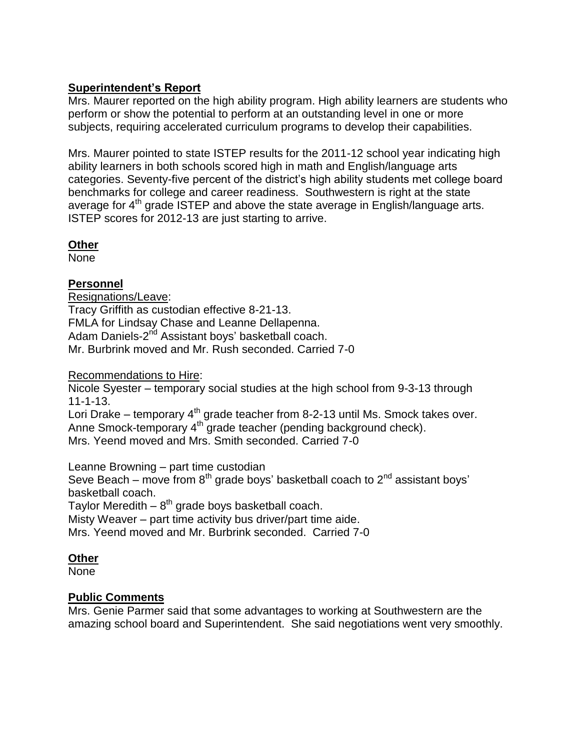**Superintendent's Report**

Mrs. Maurer reported on the high ability program. High ability learners are students who perform or show the potential to perform at an outstanding level in one or more subjects, requiring accelerated curriculum programs to develop their capabilities.

Mrs. Maurer pointed to state ISTEP results for the 2011-12 school year indicating high ability learners in both schools scored high in math and English/language arts categories. Seventy-five percent of the district's high ability students met college board benchmarks for college and career readiness. Southwestern is right at the state average for 4th grade ISTEP and above the state average in English/language arts. ISTEP scores for 2012-13 are just starting to arrive.

**Other**

None

**Personnel**

Resignations/Leave:

Tracy Griffith as custodian effective 8-21-13.
FMLA for Lindsay Chase and Leanne Dellapenna.
Adam Daniels-2nd Assistant boys' basketball coach.
Mr. Burbrink moved and Mr. Rush seconded. Carried 7-0

Recommendations to Hire:

Nicole Syester – temporary social studies at the high school from 9-3-13 through 11-1-13.
Lori Drake – temporary 4th grade teacher from 8-2-13 until Ms. Smock takes over.
Anne Smock-temporary 4th grade teacher (pending background check).
Mrs. Yeend moved and Mrs. Smith seconded. Carried 7-0

Leanne Browning – part time custodian
Seve Beach – move from 8th grade boys' basketball coach to 2nd assistant boys' basketball coach.
Taylor Meredith – 8th grade boys basketball coach.
Misty Weaver – part time activity bus driver/part time aide.
Mrs. Yeend moved and Mr. Burbrink seconded. Carried 7-0

**Other**

None

**Public Comments**

Mrs. Genie Parmer said that some advantages to working at Southwestern are the amazing school board and Superintendent. She said negotiations went very smoothly.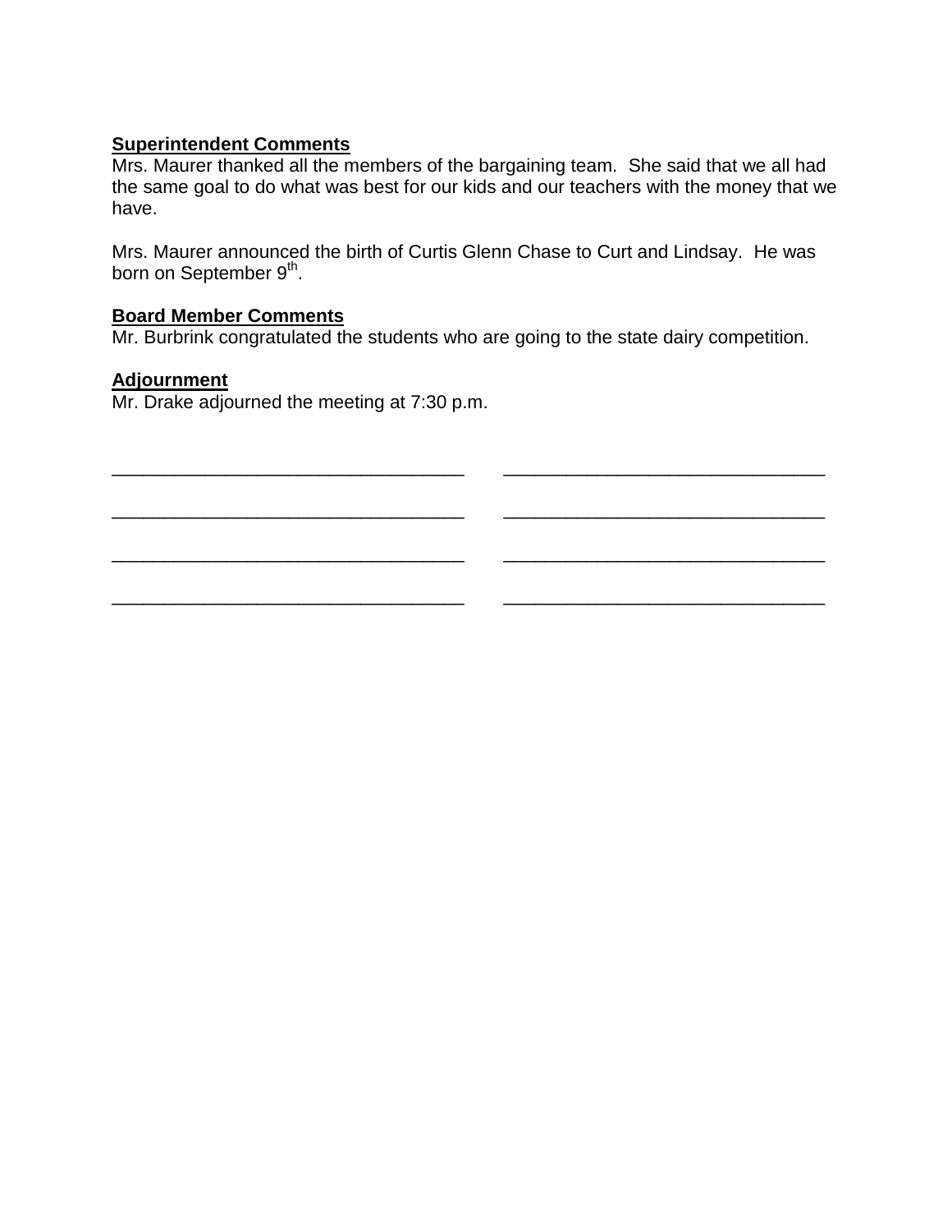**Superintendent Comments**
Mrs. Maurer thanked all the members of the bargaining team. She said that we all had the same goal to do what was best for our kids and our teachers with the money that we have.

Mrs. Maurer announced the birth of Curtis Glenn Chase to Curt and Lindsay. He was born on September 9th.

**Board Member Comments**
Mr. Burbrink congratulated the students who are going to the state dairy competition.

**Adjournment**
Mr. Drake adjourned the meeting at 7:30 p.m.

\_\_\_\_\_\_\_\_\_\_\_\_\_\_\_\_\_\_\_\_\_\_\_\_\_\_\_\_\_\_\_\_\_\_ \_\_\_\_\_\_\_\_\_\_\_\_\_\_\_\_\_\_\_\_\_\_\_\_\_\_\_\_\_\_\_

\_\_\_\_\_\_\_\_\_\_\_\_\_\_\_\_\_\_\_\_\_\_\_\_\_\_\_\_\_\_\_\_\_\_ \_\_\_\_\_\_\_\_\_\_\_\_\_\_\_\_\_\_\_\_\_\_\_\_\_\_\_\_\_\_\_

\_\_\_\_\_\_\_\_\_\_\_\_\_\_\_\_\_\_\_\_\_\_\_\_\_\_\_\_\_\_\_\_\_\_ \_\_\_\_\_\_\_\_\_\_\_\_\_\_\_\_\_\_\_\_\_\_\_\_\_\_\_\_\_\_\_

\_\_\_\_\_\_\_\_\_\_\_\_\_\_\_\_\_\_\_\_\_\_\_\_\_\_\_\_\_\_\_\_\_\_ \_\_\_\_\_\_\_\_\_\_\_\_\_\_\_\_\_\_\_\_\_\_\_\_\_\_\_\_\_\_\_